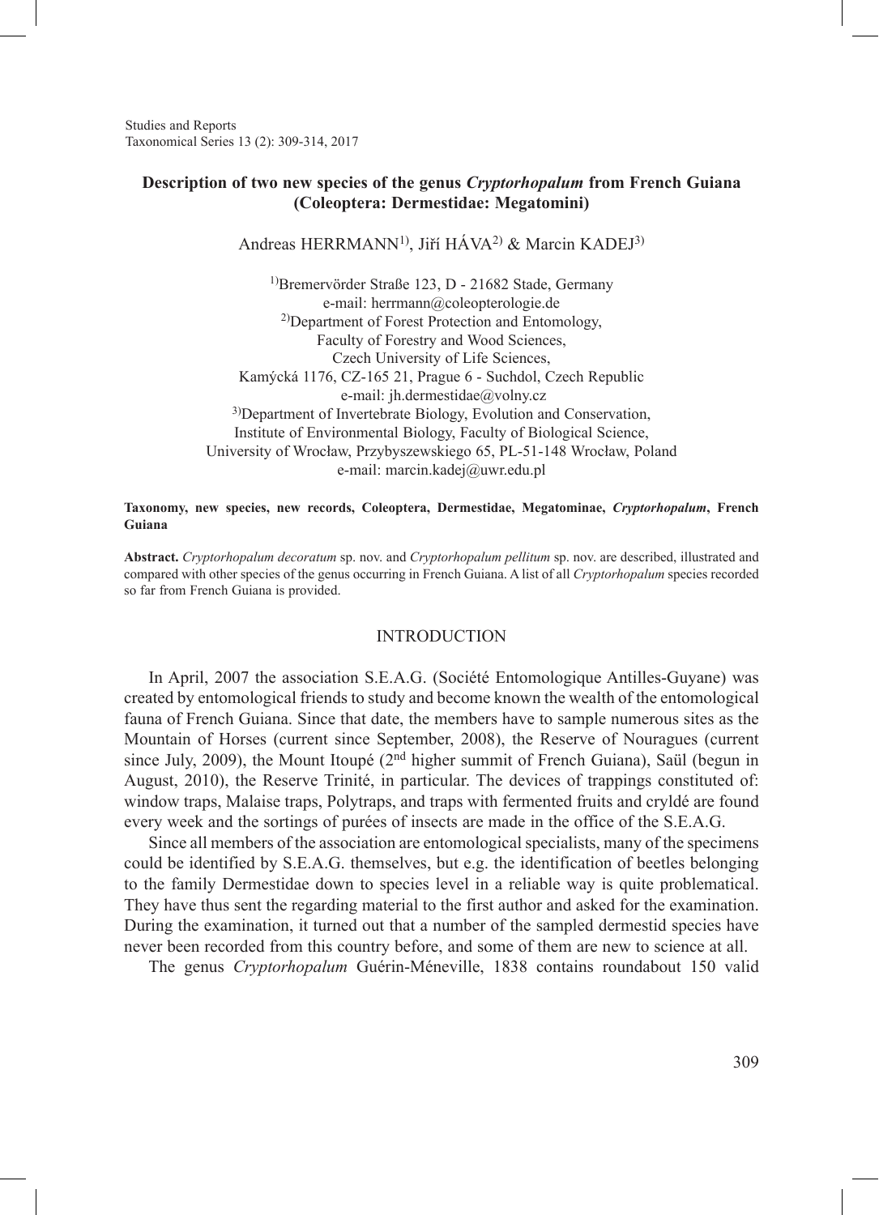# Description of two new species of the genus *Cryptorhopalum* from French Guiana (Coleoptera: Dermestidae: Megatomini)

Andreas HERRMANN[1], Jiří HÁVA[2] & Marcin KADEJ[3]

[1]Bremervörder Straße 123, D - 21682 Stade, Germany
e-mail: herrmann@coleopterologie.de
[2]Department of Forest Protection and Entomology,
Faculty of Forestry and Wood Sciences,
Czech University of Life Sciences,
Kamýcká 1176, CZ-165 21, Prague 6 - Suchdol, Czech Republic
e-mail: jh.dermestidae@volny.cz
[3]Department of Invertebrate Biology, Evolution and Conservation,
Institute of Environmental Biology, Faculty of Biological Science,
University of Wrocław, Przybyszewskiego 65, PL-51-148 Wrocław, Poland
e-mail: marcin.kadej@uwr.edu.pl

**Taxonomy, new species, new records, Coleoptera, Dermestidae, Megatominae, *Cryptorhopalum*, French Guiana**

**Abstract.** *Cryptorhopalum decoratum* sp. nov. and *Cryptorhopalum pellitum* sp. nov. are described, illustrated and compared with other species of the genus occurring in French Guiana. A list of all *Cryptorhopalum* species recorded so far from French Guiana is provided.

## INTRODUCTION

In April, 2007 the association S.E.A.G. (Société Entomologique Antilles-Guyane) was created by entomological friends to study and become known the wealth of the entomological fauna of French Guiana. Since that date, the members have to sample numerous sites as the Mountain of Horses (current since September, 2008), the Reserve of Nouragues (current since July, 2009), the Mount Itoupé (2nd higher summit of French Guiana), Saül (begun in August, 2010), the Reserve Trinité, in particular. The devices of trappings constituted of: window traps, Malaise traps, Polytraps, and traps with fermented fruits and cryldé are found every week and the sortings of purées of insects are made in the office of the S.E.A.G.

Since all members of the association are entomological specialists, many of the specimens could be identified by S.E.A.G. themselves, but e.g. the identification of beetles belonging to the family Dermestidae down to species level in a reliable way is quite problematical. They have thus sent the regarding material to the first author and asked for the examination. During the examination, it turned out that a number of the sampled dermestid species have never been recorded from this country before, and some of them are new to science at all.

The genus *Cryptorhopalum* Guérin-Méneville, 1838 contains roundabout 150 valid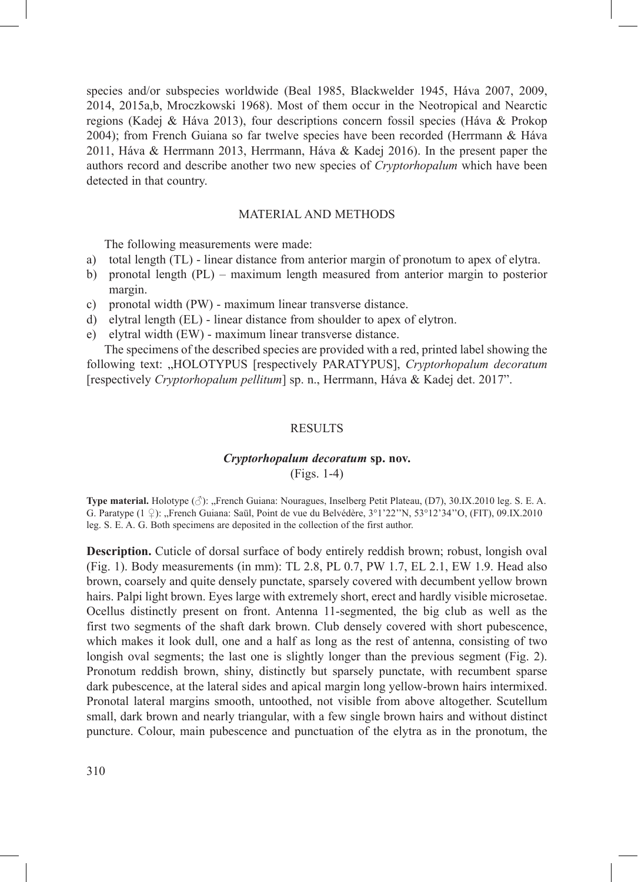species and/or subspecies worldwide (Beal 1985, Blackwelder 1945, Háva 2007, 2009, 2014, 2015a,b, Mroczkowski 1968). Most of them occur in the Neotropical and Nearctic regions (Kadej & Háva 2013), four descriptions concern fossil species (Háva & Prokop 2004); from French Guiana so far twelve species have been recorded (Herrmann & Háva 2011, Háva & Herrmann 2013, Herrmann, Háva & Kadej 2016). In the present paper the authors record and describe another two new species of *Cryptorhopalum* which have been detected in that country.

## MATERIAL AND METHODS

The following measurements were made:

a) total length (TL) - linear distance from anterior margin of pronotum to apex of elytra.
b) pronotal length (PL) – maximum length measured from anterior margin to posterior margin.
c) pronotal width (PW) - maximum linear transverse distance.
d) elytral length (EL) - linear distance from shoulder to apex of elytron.
e) elytral width (EW) - maximum linear transverse distance.

The specimens of the described species are provided with a red, printed label showing the following text: „HOLOTYPUS [respectively PARATYPUS], *Cryptorhopalum decoratum* [respectively *Cryptorhopalum pellitum*] sp. n., Herrmann, Háva & Kadej det. 2017".

## RESULTS

### *Cryptorhopalum decoratum* sp. nov.

(Figs. 1-4)

**Type material.** Holotype (♂): „French Guiana: Nouragues, Inselberg Petit Plateau, (D7), 30.IX.2010 leg. S. E. A. G. Paratype (1 ♀): „French Guiana: Saül, Point de vue du Belvédère, 3°1'22''N, 53°12'34''O, (FIT), 09.IX.2010 leg. S. E. A. G. Both specimens are deposited in the collection of the first author.

**Description.** Cuticle of dorsal surface of body entirely reddish brown; robust, longish oval (Fig. 1). Body measurements (in mm): TL 2.8, PL 0.7, PW 1.7, EL 2.1, EW 1.9. Head also brown, coarsely and quite densely punctate, sparsely covered with decumbent yellow brown hairs. Palpi light brown. Eyes large with extremely short, erect and hardly visible microsetae. Ocellus distinctly present on front. Antenna 11-segmented, the big club as well as the first two segments of the shaft dark brown. Club densely covered with short pubescence, which makes it look dull, one and a half as long as the rest of antenna, consisting of two longish oval segments; the last one is slightly longer than the previous segment (Fig. 2). Pronotum reddish brown, shiny, distinctly but sparsely punctate, with recumbent sparse dark pubescence, at the lateral sides and apical margin long yellow-brown hairs intermixed. Pronotal lateral margins smooth, untoothed, not visible from above altogether. Scutellum small, dark brown and nearly triangular, with a few single brown hairs and without distinct puncture. Colour, main pubescence and punctuation of the elytra as in the pronotum, the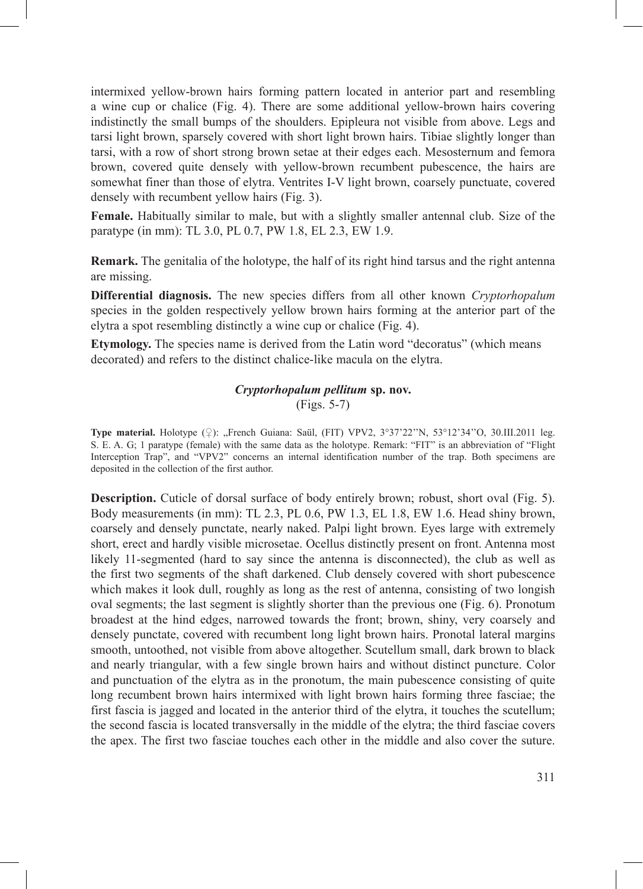intermixed yellow-brown hairs forming pattern located in anterior part and resembling a wine cup or chalice (Fig. 4). There are some additional yellow-brown hairs covering indistinctly the small bumps of the shoulders. Epipleura not visible from above. Legs and tarsi light brown, sparsely covered with short light brown hairs. Tibiae slightly longer than tarsi, with a row of short strong brown setae at their edges each. Mesosternum and femora brown, covered quite densely with yellow-brown recumbent pubescence, the hairs are somewhat finer than those of elytra. Ventrites I-V light brown, coarsely punctuate, covered densely with recumbent yellow hairs (Fig. 3).

**Female.** Habitually similar to male, but with a slightly smaller antennal club. Size of the paratype (in mm): TL 3.0, PL 0.7, PW 1.8, EL 2.3, EW 1.9.

**Remark.** The genitalia of the holotype, the half of its right hind tarsus and the right antenna are missing.

**Differential diagnosis.** The new species differs from all other known *Cryptorhopalum* species in the golden respectively yellow brown hairs forming at the anterior part of the elytra a spot resembling distinctly a wine cup or chalice (Fig. 4).

**Etymology.** The species name is derived from the Latin word "decoratus" (which means decorated) and refers to the distinct chalice-like macula on the elytra.

### *Cryptorhopalum pellitum* sp. nov.

(Figs. 5-7)

**Type material.** Holotype (♀): „French Guiana: Saül, (FIT) VPV2, 3°37'22''N, 53°12'34''O, 30.III.2011 leg. S. E. A. G; 1 paratype (female) with the same data as the holotype. Remark: "FIT" is an abbreviation of "Flight Interception Trap", and "VPV2" concerns an internal identification number of the trap. Both specimens are deposited in the collection of the first author.

**Description.** Cuticle of dorsal surface of body entirely brown; robust, short oval (Fig. 5). Body measurements (in mm): TL 2.3, PL 0.6, PW 1.3, EL 1.8, EW 1.6. Head shiny brown, coarsely and densely punctate, nearly naked. Palpi light brown. Eyes large with extremely short, erect and hardly visible microsetae. Ocellus distinctly present on front. Antenna most likely 11-segmented (hard to say since the antenna is disconnected), the club as well as the first two segments of the shaft darkened. Club densely covered with short pubescence which makes it look dull, roughly as long as the rest of antenna, consisting of two longish oval segments; the last segment is slightly shorter than the previous one (Fig. 6). Pronotum broadest at the hind edges, narrowed towards the front; brown, shiny, very coarsely and densely punctate, covered with recumbent long light brown hairs. Pronotal lateral margins smooth, untoothed, not visible from above altogether. Scutellum small, dark brown to black and nearly triangular, with a few single brown hairs and without distinct puncture. Color and punctuation of the elytra as in the pronotum, the main pubescence consisting of quite long recumbent brown hairs intermixed with light brown hairs forming three fasciae; the first fascia is jagged and located in the anterior third of the elytra, it touches the scutellum; the second fascia is located transversally in the middle of the elytra; the third fasciae covers the apex. The first two fasciae touches each other in the middle and also cover the suture.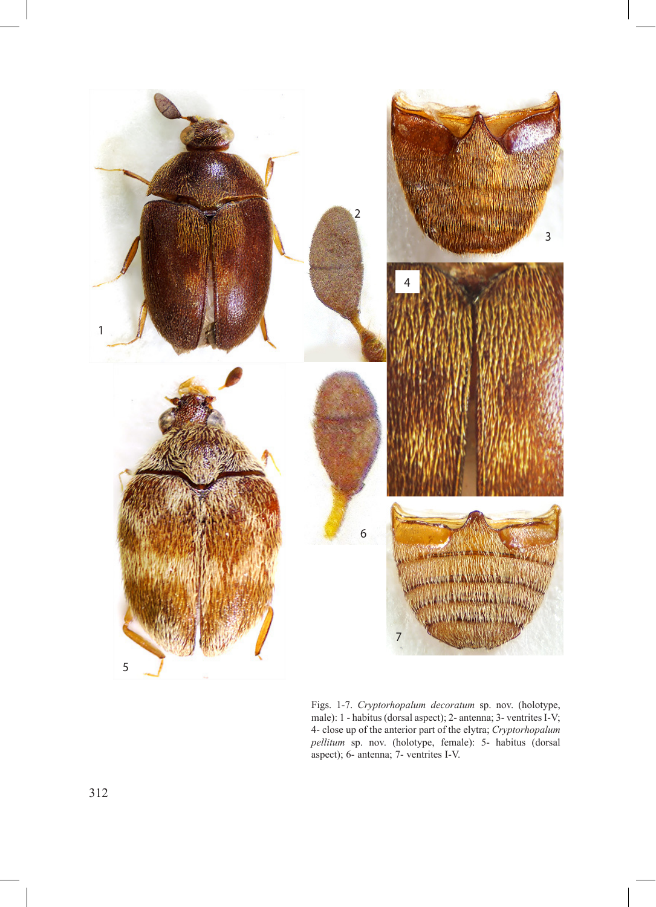Figs. 1-7. *Cryptorhopalum decoratum* sp. nov. (holotype, male): 1 - habitus (dorsal aspect); 2- antenna; 3- ventrites I-V; 4- close up of the anterior part of the elytra; *Cryptorhopalum pellitum* sp. nov. (holotype, female): 5- habitus (dorsal aspect); 6- antenna; 7- ventrites I-V.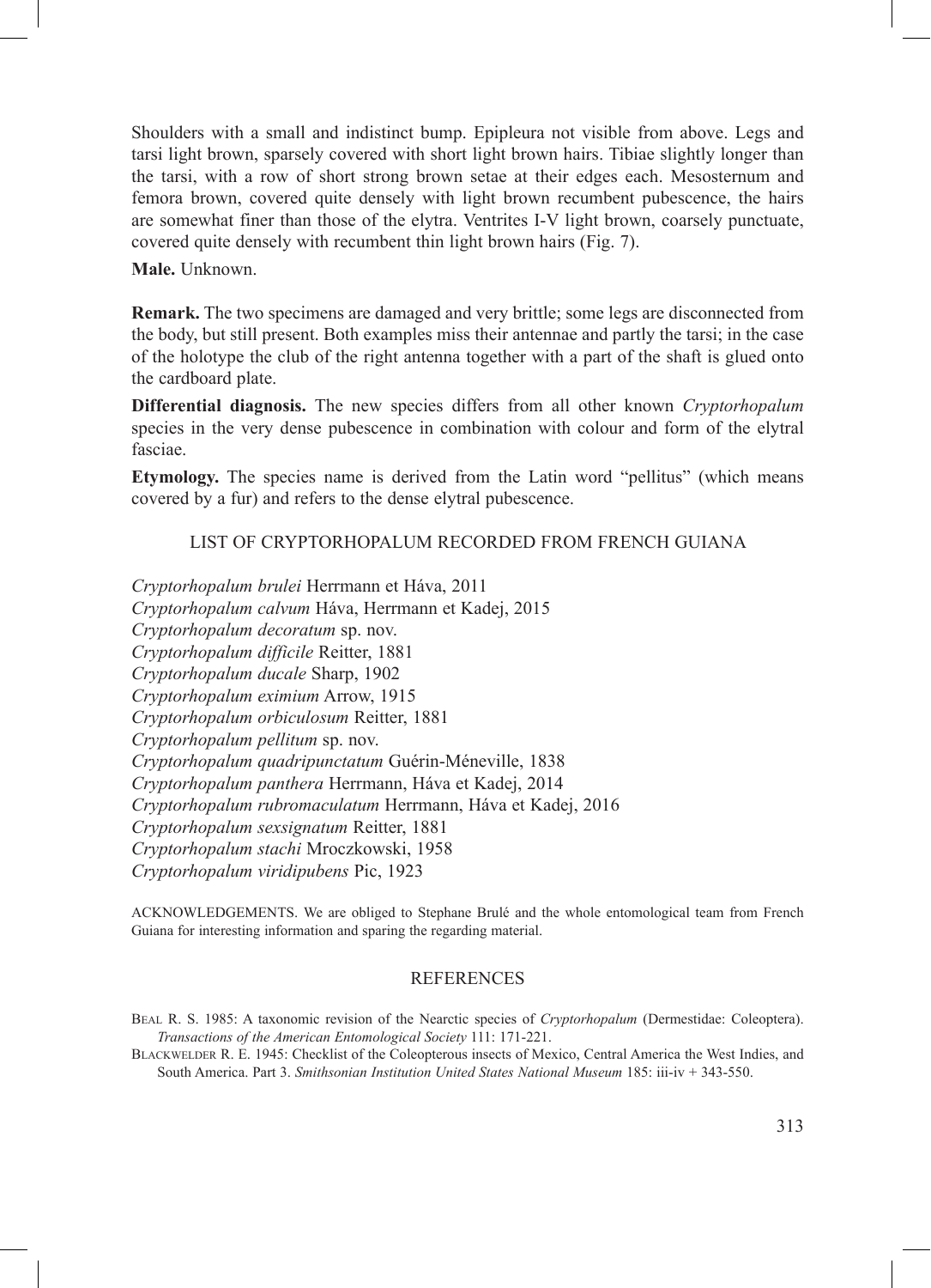Shoulders with a small and indistinct bump. Epipleura not visible from above. Legs and tarsi light brown, sparsely covered with short light brown hairs. Tibiae slightly longer than the tarsi, with a row of short strong brown setae at their edges each. Mesosternum and femora brown, covered quite densely with light brown recumbent pubescence, the hairs are somewhat finer than those of the elytra. Ventrites I-V light brown, coarsely punctuate, covered quite densely with recumbent thin light brown hairs (Fig. 7).

**Male.** Unknown.

**Remark.** The two specimens are damaged and very brittle; some legs are disconnected from the body, but still present. Both examples miss their antennae and partly the tarsi; in the case of the holotype the club of the right antenna together with a part of the shaft is glued onto the cardboard plate.

**Differential diagnosis.** The new species differs from all other known *Cryptorhopalum* species in the very dense pubescence in combination with colour and form of the elytral fasciae.

**Etymology.** The species name is derived from the Latin word "pellitus" (which means covered by a fur) and refers to the dense elytral pubescence.

## LIST OF CRYPTORHOPALUM RECORDED FROM FRENCH GUIANA

*Cryptorhopalum brulei* Herrmann et Háva, 2011
*Cryptorhopalum calvum* Háva, Herrmann et Kadej, 2015
*Cryptorhopalum decoratum* sp. nov.
*Cryptorhopalum difficile* Reitter, 1881
*Cryptorhopalum ducale* Sharp, 1902
*Cryptorhopalum eximium* Arrow, 1915
*Cryptorhopalum orbiculosum* Reitter, 1881
*Cryptorhopalum pellitum* sp. nov.
*Cryptorhopalum quadripunctatum* Guérin-Méneville, 1838
*Cryptorhopalum panthera* Herrmann, Háva et Kadej, 2014
*Cryptorhopalum rubromaculatum* Herrmann, Háva et Kadej, 2016
*Cryptorhopalum sexsignatum* Reitter, 1881
*Cryptorhopalum stachi* Mroczkowski, 1958
*Cryptorhopalum viridipubens* Pic, 1923

ACKNOWLEDGEMENTS. We are obliged to Stephane Brulé and the whole entomological team from French Guiana for interesting information and sparing the regarding material.

## REFERENCES

Beal R. S. 1985: A taxonomic revision of the Nearctic species of *Cryptorhopalum* (Dermestidae: Coleoptera). *Transactions of the American Entomological Society* 111: 171-221.

Blackwelder R. E. 1945: Checklist of the Coleopterous insects of Mexico, Central America the West Indies, and South America. Part 3. *Smithsonian Institution United States National Museum* 185: iii-iv + 343-550.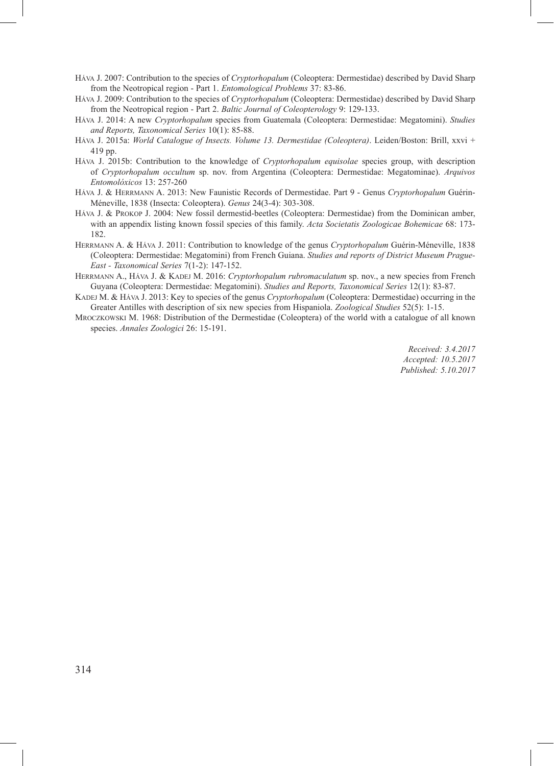Háva J. 2007: Contribution to the species of *Cryptorhopalum* (Coleoptera: Dermestidae) described by David Sharp from the Neotropical region - Part 1. *Entomological Problems* 37: 83-86.

Háva J. 2009: Contribution to the species of *Cryptorhopalum* (Coleoptera: Dermestidae) described by David Sharp from the Neotropical region - Part 2. *Baltic Journal of Coleopterology* 9: 129-133.

Háva J. 2014: A new *Cryptorhopalum* species from Guatemala (Coleoptera: Dermestidae: Megatomini). *Studies and Reports, Taxonomical Series* 10(1): 85-88.

Háva J. 2015a: *World Catalogue of Insects. Volume 13. Dermestidae (Coleoptera)*. Leiden/Boston: Brill, xxvi + 419 pp.

Háva J. 2015b: Contribution to the knowledge of *Cryptorhopalum equisolae* species group, with description of *Cryptorhopalum occultum* sp. nov. from Argentina (Coleoptera: Dermestidae: Megatominae). *Arquivos Entomolóxicos* 13: 257-260

Háva J. & Herrmann A. 2013: New Faunistic Records of Dermestidae. Part 9 - Genus *Cryptorhopalum* Guérin-Méneville, 1838 (Insecta: Coleoptera). *Genus* 24(3-4): 303-308.

Háva J. & Prokop J. 2004: New fossil dermestid-beetles (Coleoptera: Dermestidae) from the Dominican amber, with an appendix listing known fossil species of this family. *Acta Societatis Zoologicae Bohemicae* 68: 173-182.

Herrmann A. & Háva J. 2011: Contribution to knowledge of the genus *Cryptorhopalum* Guérin-Méneville, 1838 (Coleoptera: Dermestidae: Megatomini) from French Guiana. *Studies and reports of District Museum Prague-East - Taxonomical Series* 7(1-2): 147-152.

Herrmann A., Háva J. & Kadej M. 2016: *Cryptorhopalum rubromaculatum* sp. nov., a new species from French Guyana (Coleoptera: Dermestidae: Megatomini). *Studies and Reports, Taxonomical Series* 12(1): 83-87.

Kadej M. & Háva J. 2013: Key to species of the genus *Cryptorhopalum* (Coleoptera: Dermestidae) occurring in the Greater Antilles with description of six new species from Hispaniola. *Zoological Studies* 52(5): 1-15.

Mroczkowski M. 1968: Distribution of the Dermestidae (Coleoptera) of the world with a catalogue of all known species. *Annales Zoologici* 26: 15-191.

*Received: 3.4.2017*
*Accepted: 10.5.2017*
*Published: 5.10.2017*